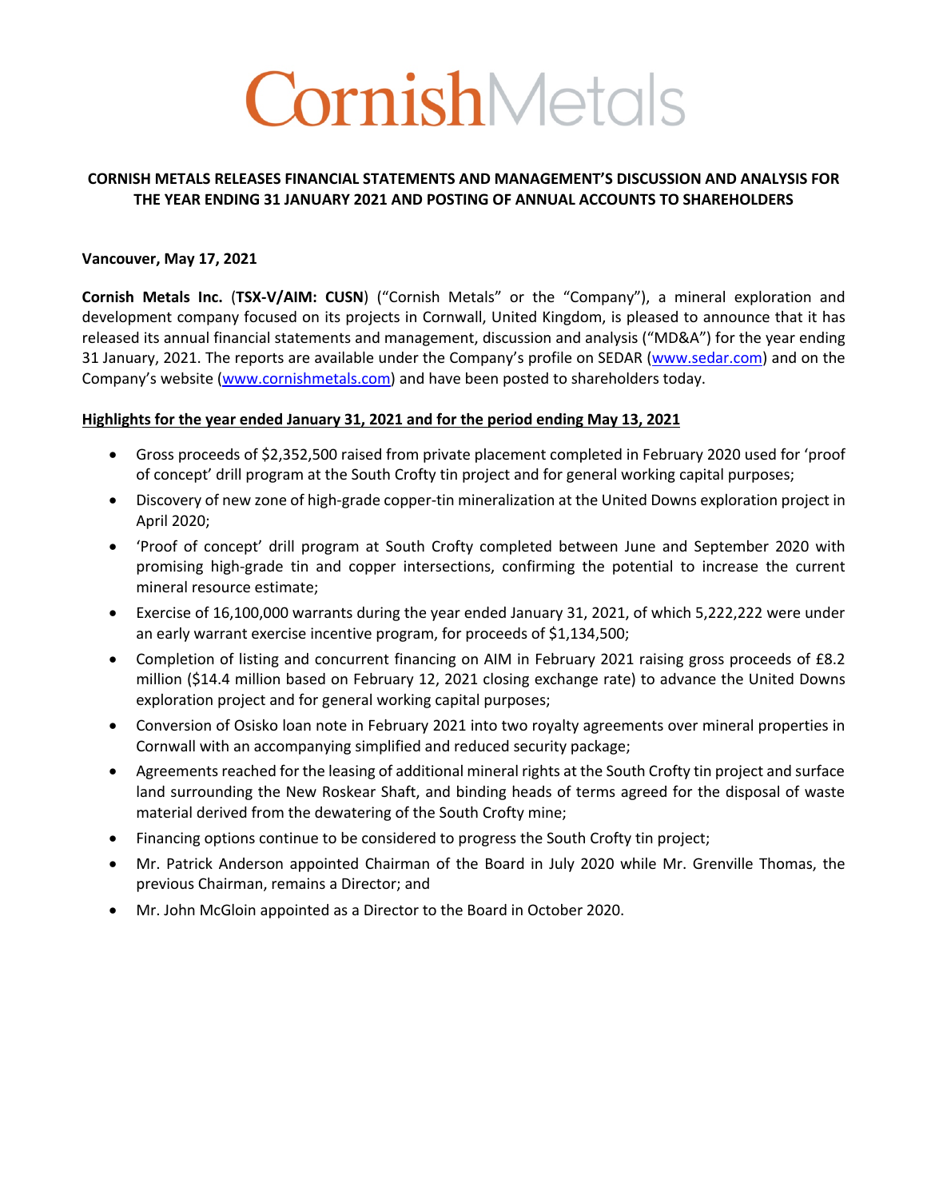# CornishMetals

**CORNISH METALS RELEASES FINANCIAL STATEMENTS AND MANAGEMENT'S DISCUSSION AND ANALYSIS FOR THE YEAR ENDING 31 JANUARY 2021 AND POSTING OF ANNUAL ACCOUNTS TO SHAREHOLDERS**

**Vancouver, May 17, 2021**

**Cornish Metals Inc.** (**TSX-V/AIM: CUSN**) ("Cornish Metals" or the "Company"), a mineral exploration and development company focused on its projects in Cornwall, United Kingdom, is pleased to announce that it has released its annual financial statements and management, discussion and analysis ("MD&A") for the year ending 31 January, 2021. The reports are available under the Company's profile on SEDAR (www.sedar.com) and on the Company's website (www.cornishmetals.com) and have been posted to shareholders today.

**Highlights for the year ended January 31, 2021 and for the period ending May 13, 2021**

- Gross proceeds of $2,352,500 raised from private placement completed in February 2020 used for 'proof of concept' drill program at the South Crofty tin project and for general working capital purposes;
- Discovery of new zone of high-grade copper-tin mineralization at the United Downs exploration project in April 2020;
- 'Proof of concept' drill program at South Crofty completed between June and September 2020 with promising high-grade tin and copper intersections, confirming the potential to increase the current mineral resource estimate;
- Exercise of 16,100,000 warrants during the year ended January 31, 2021, of which 5,222,222 were under an early warrant exercise incentive program, for proceeds of $1,134,500;
- Completion of listing and concurrent financing on AIM in February 2021 raising gross proceeds of £8.2 million ($14.4 million based on February 12, 2021 closing exchange rate) to advance the United Downs exploration project and for general working capital purposes;
- Conversion of Osisko loan note in February 2021 into two royalty agreements over mineral properties in Cornwall with an accompanying simplified and reduced security package;
- Agreements reached for the leasing of additional mineral rights at the South Crofty tin project and surface land surrounding the New Roskear Shaft, and binding heads of terms agreed for the disposal of waste material derived from the dewatering of the South Crofty mine;
- Financing options continue to be considered to progress the South Crofty tin project;
- Mr. Patrick Anderson appointed Chairman of the Board in July 2020 while Mr. Grenville Thomas, the previous Chairman, remains a Director; and
- Mr. John McGloin appointed as a Director to the Board in October 2020.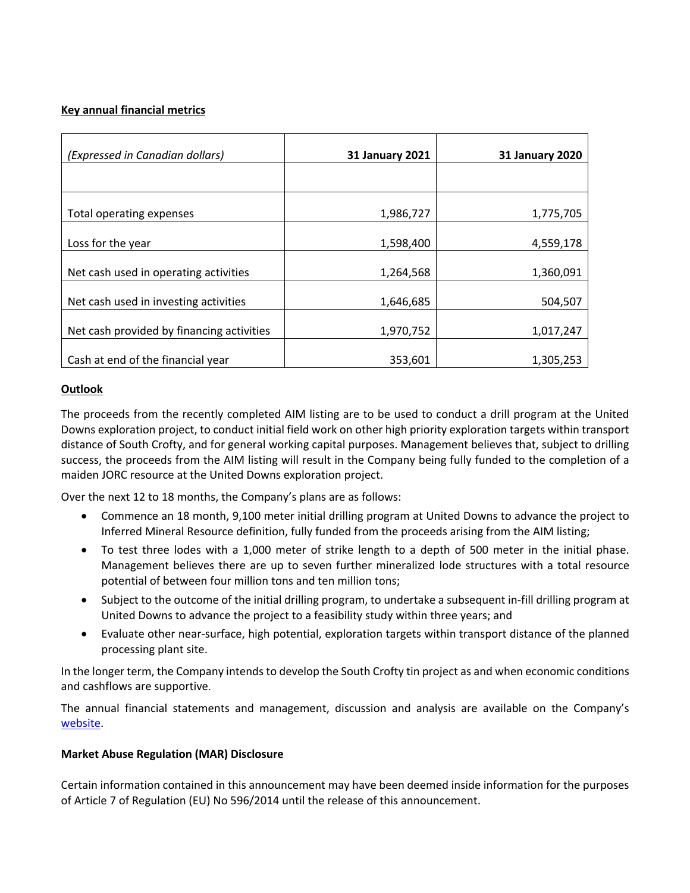**Key annual financial metrics**

| *(Expressed in Canadian dollars)* | **31 January 2021** | **31 January 2020** |
|---|---|---|
| | | |
| Total operating expenses | 1,986,727 | 1,775,705 |
| Loss for the year | 1,598,400 | 4,559,178 |
| Net cash used in operating activities | 1,264,568 | 1,360,091 |
| Net cash used in investing activities | 1,646,685 | 504,507 |
| Net cash provided by financing activities | 1,970,752 | 1,017,247 |
| Cash at end of the financial year | 353,601 | 1,305,253 |

**Outlook**

The proceeds from the recently completed AIM listing are to be used to conduct a drill program at the United Downs exploration project, to conduct initial field work on other high priority exploration targets within transport distance of South Crofty, and for general working capital purposes. Management believes that, subject to drilling success, the proceeds from the AIM listing will result in the Company being fully funded to the completion of a maiden JORC resource at the United Downs exploration project.

Over the next 12 to 18 months, the Company's plans are as follows:

- Commence an 18 month, 9,100 meter initial drilling program at United Downs to advance the project to Inferred Mineral Resource definition, fully funded from the proceeds arising from the AIM listing;
- To test three lodes with a 1,000 meter of strike length to a depth of 500 meter in the initial phase. Management believes there are up to seven further mineralized lode structures with a total resource potential of between four million tons and ten million tons;
- Subject to the outcome of the initial drilling program, to undertake a subsequent in-fill drilling program at United Downs to advance the project to a feasibility study within three years; and
- Evaluate other near-surface, high potential, exploration targets within transport distance of the planned processing plant site.

In the longer term, the Company intends to develop the South Crofty tin project as and when economic conditions and cashflows are supportive.

The annual financial statements and management, discussion and analysis are available on the Company's website.

**Market Abuse Regulation (MAR) Disclosure**

Certain information contained in this announcement may have been deemed inside information for the purposes of Article 7 of Regulation (EU) No 596/2014 until the release of this announcement.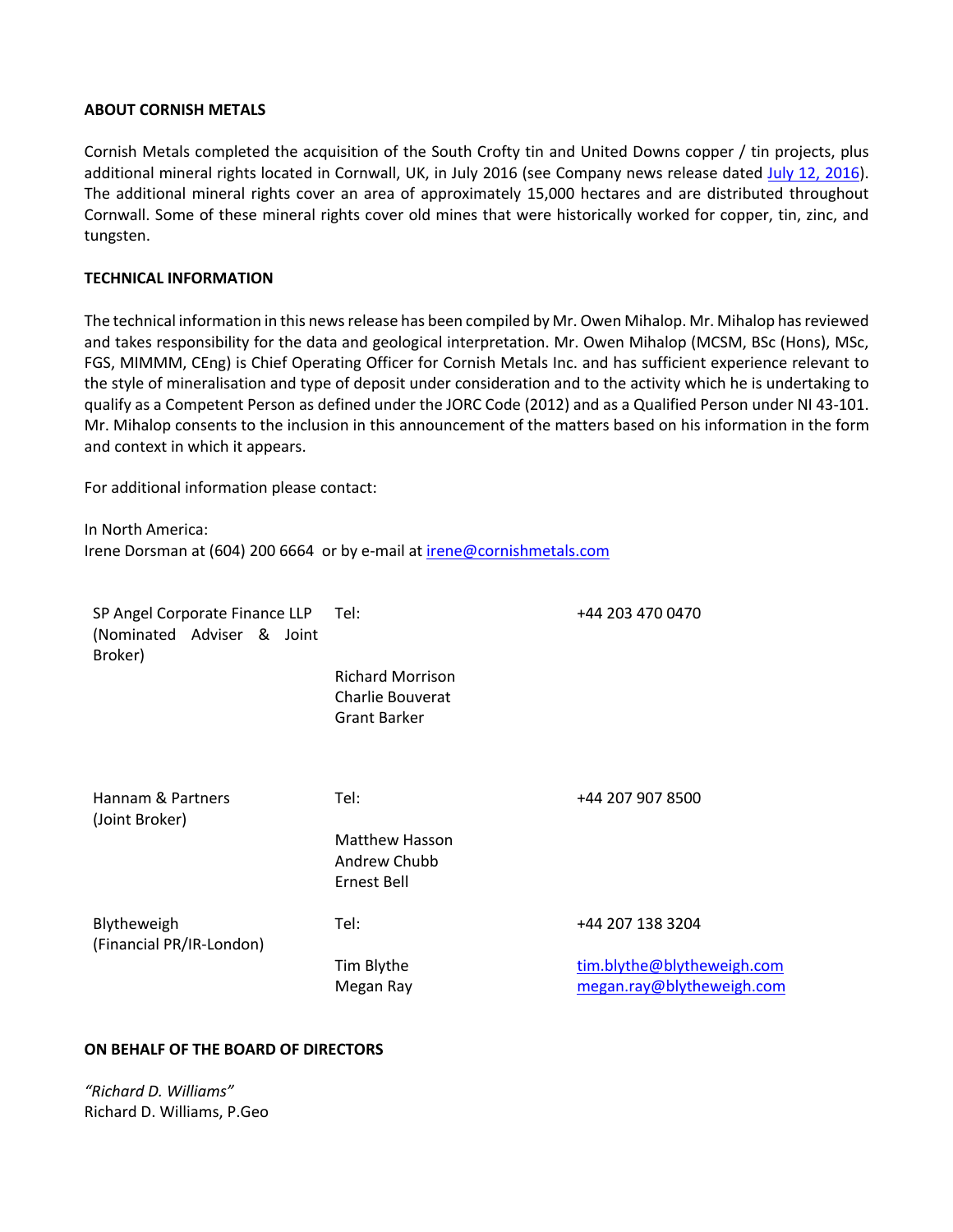**ABOUT CORNISH METALS**

Cornish Metals completed the acquisition of the South Crofty tin and United Downs copper / tin projects, plus additional mineral rights located in Cornwall, UK, in July 2016 (see Company news release dated [July 12, 2016](#)). The additional mineral rights cover an area of approximately 15,000 hectares and are distributed throughout Cornwall. Some of these mineral rights cover old mines that were historically worked for copper, tin, zinc, and tungsten.

**TECHNICAL INFORMATION**

The technical information in this news release has been compiled by Mr. Owen Mihalop. Mr. Mihalop has reviewed and takes responsibility for the data and geological interpretation. Mr. Owen Mihalop (MCSM, BSc (Hons), MSc, FGS, MIMMM, CEng) is Chief Operating Officer for Cornish Metals Inc. and has sufficient experience relevant to the style of mineralisation and type of deposit under consideration and to the activity which he is undertaking to qualify as a Competent Person as defined under the JORC Code (2012) and as a Qualified Person under NI 43-101. Mr. Mihalop consents to the inclusion in this announcement of the matters based on his information in the form and context in which it appears.

For additional information please contact:

In North America:
Irene Dorsman at (604) 200 6664 or by e-mail at irene@cornishmetals.com

| | | |
|---|---|---|
| SP Angel Corporate Finance LLP (Nominated Adviser & Joint Broker) | Tel: | +44 203 470 0470 |
| | Richard Morrison<br>Charlie Bouverat<br>Grant Barker | |
| Hannam & Partners (Joint Broker) | Tel: | +44 207 907 8500 |
| | Matthew Hasson<br>Andrew Chubb<br>Ernest Bell | |
| Blytheweigh (Financial PR/IR-London) | Tel: | +44 207 138 3204 |
| | Tim Blythe<br>Megan Ray | tim.blythe@blytheweigh.com<br>megan.ray@blytheweigh.com |

**ON BEHALF OF THE BOARD OF DIRECTORS**

*"Richard D. Williams"*
Richard D. Williams, P.Geo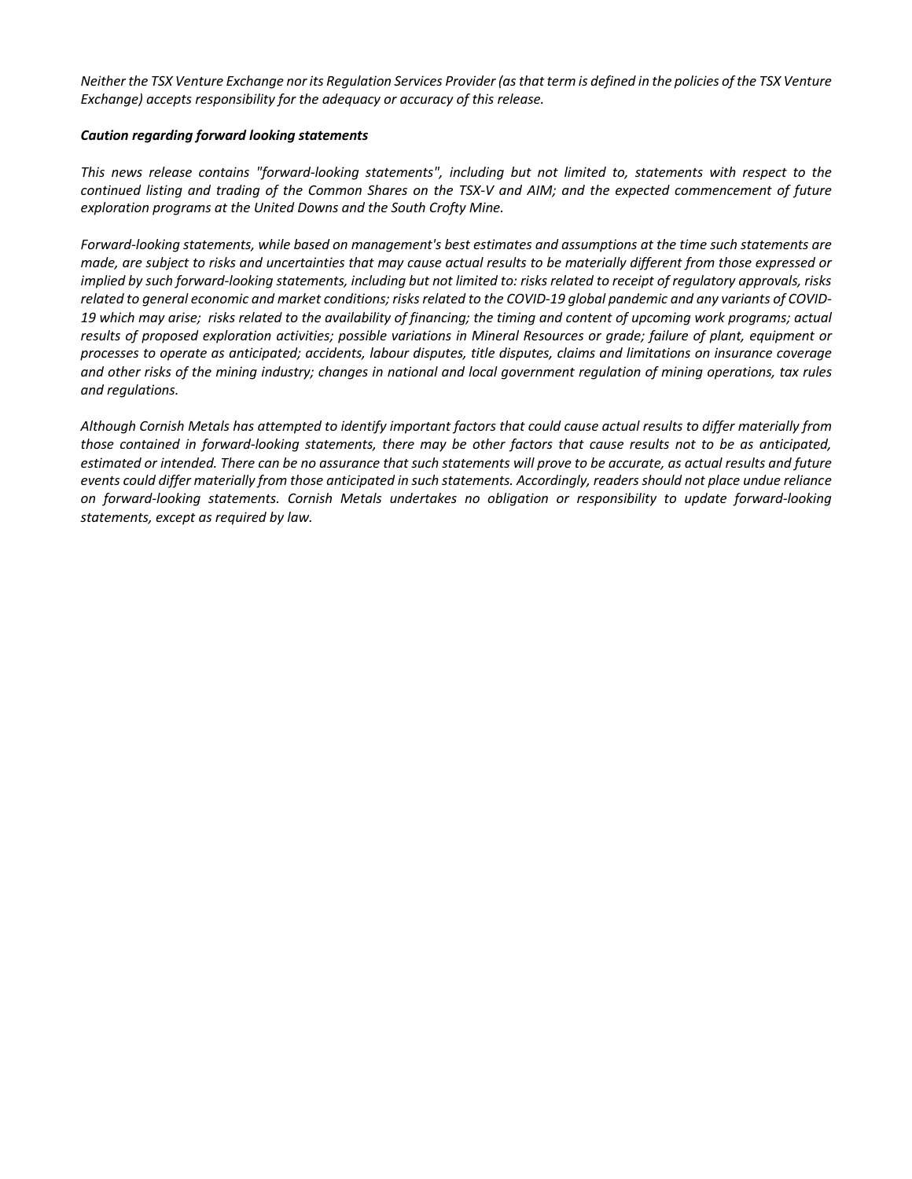*Neither the TSX Venture Exchange nor its Regulation Services Provider (as that term is defined in the policies of the TSX Venture Exchange) accepts responsibility for the adequacy or accuracy of this release.*

***Caution regarding forward looking statements***

*This news release contains "forward-looking statements", including but not limited to, statements with respect to the continued listing and trading of the Common Shares on the TSX-V and AIM; and the expected commencement of future exploration programs at the United Downs and the South Crofty Mine.*

*Forward-looking statements, while based on management's best estimates and assumptions at the time such statements are made, are subject to risks and uncertainties that may cause actual results to be materially different from those expressed or implied by such forward-looking statements, including but not limited to: risks related to receipt of regulatory approvals, risks related to general economic and market conditions; risks related to the COVID-19 global pandemic and any variants of COVID-19 which may arise; risks related to the availability of financing; the timing and content of upcoming work programs; actual results of proposed exploration activities; possible variations in Mineral Resources or grade; failure of plant, equipment or processes to operate as anticipated; accidents, labour disputes, title disputes, claims and limitations on insurance coverage and other risks of the mining industry; changes in national and local government regulation of mining operations, tax rules and regulations.*

*Although Cornish Metals has attempted to identify important factors that could cause actual results to differ materially from those contained in forward-looking statements, there may be other factors that cause results not to be as anticipated, estimated or intended. There can be no assurance that such statements will prove to be accurate, as actual results and future events could differ materially from those anticipated in such statements. Accordingly, readers should not place undue reliance on forward-looking statements. Cornish Metals undertakes no obligation or responsibility to update forward-looking statements, except as required by law.*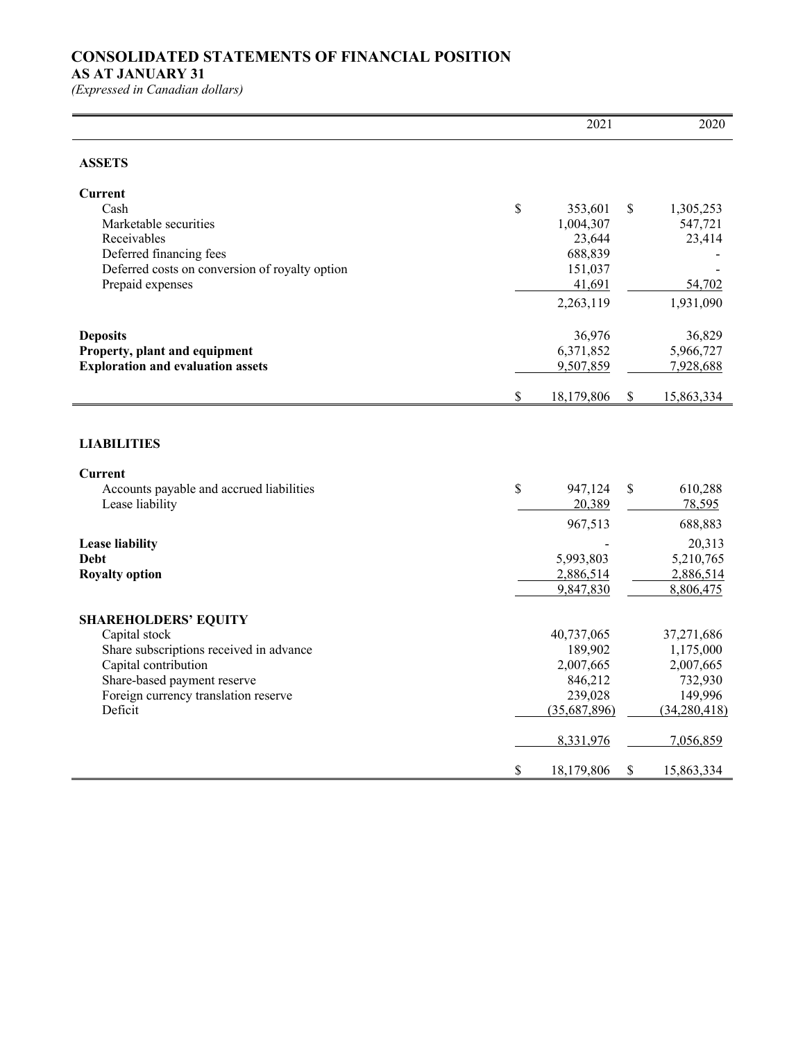# CONSOLIDATED STATEMENTS OF FINANCIAL POSITION

## AS AT JANUARY 31

*(Expressed in Canadian dollars)*

| | 2021 | 2020 |
|---|---|---|
| **ASSETS** | | |
| **Current** | | |
| Cash | $ 353,601 | $ 1,305,253 |
| Marketable securities | 1,004,307 | 547,721 |
| Receivables | 23,644 | 23,414 |
| Deferred financing fees | 688,839 | - |
| Deferred costs on conversion of royalty option | 151,037 | - |
| Prepaid expenses | 41,691 | 54,702 |
| | 2,263,119 | 1,931,090 |
| **Deposits** | 36,976 | 36,829 |
| **Property, plant and equipment** | 6,371,852 | 5,966,727 |
| **Exploration and evaluation assets** | 9,507,859 | 7,928,688 |
| | $ 18,179,806 | $ 15,863,334 |
| **LIABILITIES** | | |
| **Current** | | |
| Accounts payable and accrued liabilities | $ 947,124 | $ 610,288 |
| Lease liability | 20,389 | 78,595 |
| | 967,513 | 688,883 |
| **Lease liability** | - | 20,313 |
| **Debt** | 5,993,803 | 5,210,765 |
| **Royalty option** | 2,886,514 | 2,886,514 |
| | 9,847,830 | 8,806,475 |
| **SHAREHOLDERS' EQUITY** | | |
| Capital stock | 40,737,065 | 37,271,686 |
| Share subscriptions received in advance | 189,902 | 1,175,000 |
| Capital contribution | 2,007,665 | 2,007,665 |
| Share-based payment reserve | 846,212 | 732,930 |
| Foreign currency translation reserve | 239,028 | 149,996 |
| Deficit | (35,687,896) | (34,280,418) |
| | 8,331,976 | 7,056,859 |
| | $ 18,179,806 | $ 15,863,334 |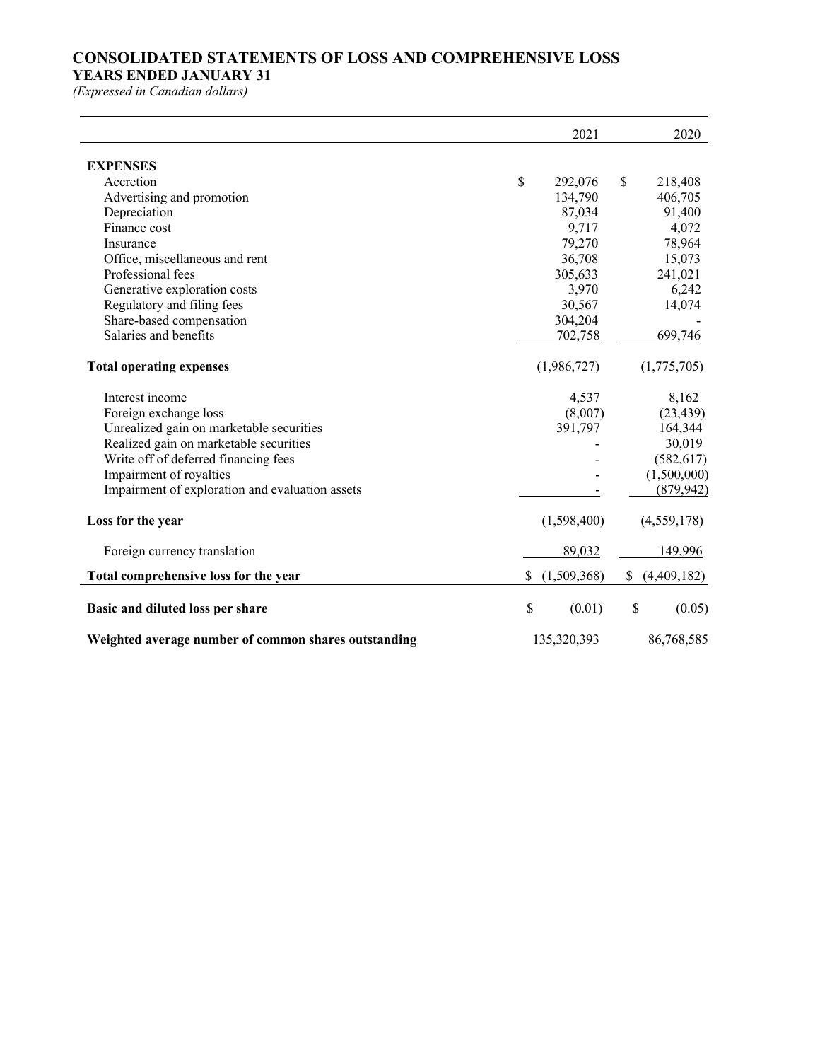# CONSOLIDATED STATEMENTS OF LOSS AND COMPREHENSIVE LOSS

## YEARS ENDED JANUARY 31

*(Expressed in Canadian dollars)*

| | 2021 | 2020 |
|---|---|---|
| **EXPENSES** | | |
| Accretion | $ 292,076 | $ 218,408 |
| Advertising and promotion | 134,790 | 406,705 |
| Depreciation | 87,034 | 91,400 |
| Finance cost | 9,717 | 4,072 |
| Insurance | 79,270 | 78,964 |
| Office, miscellaneous and rent | 36,708 | 15,073 |
| Professional fees | 305,633 | 241,021 |
| Generative exploration costs | 3,970 | 6,242 |
| Regulatory and filing fees | 30,567 | 14,074 |
| Share-based compensation | 304,204 | - |
| Salaries and benefits | 702,758 | 699,746 |
| **Total operating expenses** | (1,986,727) | (1,775,705) |
| Interest income | 4,537 | 8,162 |
| Foreign exchange loss | (8,007) | (23,439) |
| Unrealized gain on marketable securities | 391,797 | 164,344 |
| Realized gain on marketable securities | - | 30,019 |
| Write off of deferred financing fees | - | (582,617) |
| Impairment of royalties | - | (1,500,000) |
| Impairment of exploration and evaluation assets | - | (879,942) |
| **Loss for the year** | (1,598,400) | (4,559,178) |
| Foreign currency translation | 89,032 | 149,996 |
| **Total comprehensive loss for the year** | $ (1,509,368) | $ (4,409,182) |
| **Basic and diluted loss per share** | $ (0.01) | $ (0.05) |
| **Weighted average number of common shares outstanding** | 135,320,393 | 86,768,585 |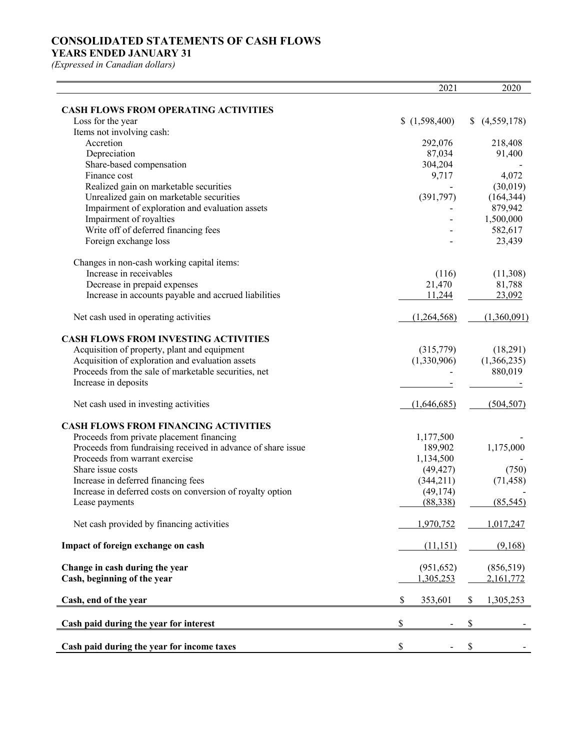# CONSOLIDATED STATEMENTS OF CASH FLOWS

**YEARS ENDED JANUARY 31**

*(Expressed in Canadian dollars)*

| | 2021 | 2020 |
|---|---|---|
| **CASH FLOWS FROM OPERATING ACTIVITIES** | | |
| Loss for the year | $ (1,598,400) | $ (4,559,178) |
| Items not involving cash: | | |
| Accretion | 292,076 | 218,408 |
| Depreciation | 87,034 | 91,400 |
| Share-based compensation | 304,204 | - |
| Finance cost | 9,717 | 4,072 |
| Realized gain on marketable securities | - | (30,019) |
| Unrealized gain on marketable securities | (391,797) | (164,344) |
| Impairment of exploration and evaluation assets | - | 879,942 |
| Impairment of royalties | - | 1,500,000 |
| Write off of deferred financing fees | - | 582,617 |
| Foreign exchange loss | - | 23,439 |
| Changes in non-cash working capital items: | | |
| Increase in receivables | (116) | (11,308) |
| Decrease in prepaid expenses | 21,470 | 81,788 |
| Increase in accounts payable and accrued liabilities | 11,244 | 23,092 |
| Net cash used in operating activities | (1,264,568) | (1,360,091) |
| **CASH FLOWS FROM INVESTING ACTIVITIES** | | |
| Acquisition of property, plant and equipment | (315,779) | (18,291) |
| Acquisition of exploration and evaluation assets | (1,330,906) | (1,366,235) |
| Proceeds from the sale of marketable securities, net | - | 880,019 |
| Increase in deposits | - | - |
| Net cash used in investing activities | (1,646,685) | (504,507) |
| **CASH FLOWS FROM FINANCING ACTIVITIES** | | |
| Proceeds from private placement financing | 1,177,500 | - |
| Proceeds from fundraising received in advance of share issue | 189,902 | 1,175,000 |
| Proceeds from warrant exercise | 1,134,500 | - |
| Share issue costs | (49,427) | (750) |
| Increase in deferred financing fees | (344,211) | (71,458) |
| Increase in deferred costs on conversion of royalty option | (49,174) | - |
| Lease payments | (88,338) | (85,545) |
| Net cash provided by financing activities | 1,970,752 | 1,017,247 |
| **Impact of foreign exchange on cash** | (11,151) | (9,168) |
| **Change in cash during the year** | (951,652) | (856,519) |
| **Cash, beginning of the year** | 1,305,253 | 2,161,772 |
| **Cash, end of the year** | $ 353,601 | $ 1,305,253 |
| **Cash paid during the year for interest** | $ - | $ - |
| **Cash paid during the year for income taxes** | $ - | $ - |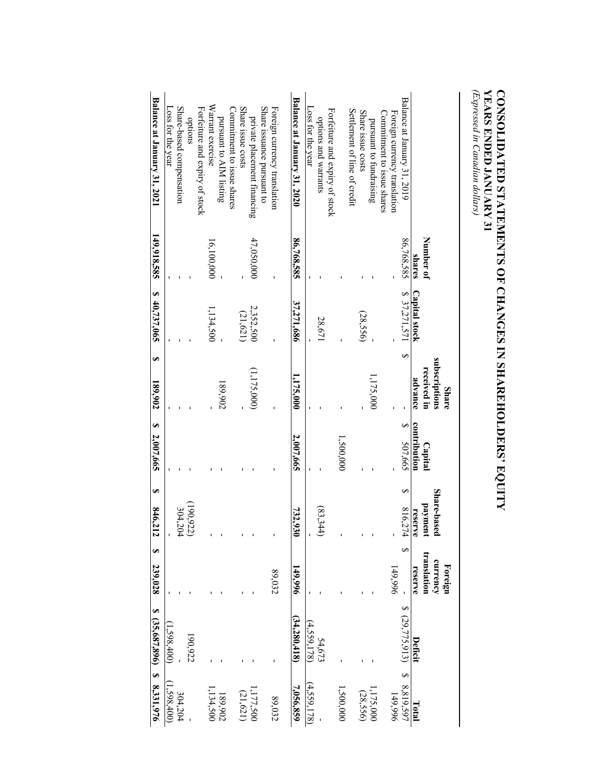# CONSOLIDATED STATEMENTS OF CHANGES IN SHAREHOLDERS' EQUITY
# YEARS ENDED JANUARY 31

*(Expressed in Canadian dollars)*

| | Number of shares | Capital stock | Share subscriptions received in advance | Capital contribution | Share-based payment reserve | Foreign currency translation reserve | Deficit | Total |
|---|---|---|---|---|---|---|---|---|
| Balance at January 31, 2019 | 86,768,585 | $ 37,271,571 | $ - | $ 507,665 | $ 816,274 | $ - | $ (29,775,913) | $ 8,819,597 |
| Foreign currency translation | - | - | - | - | - | 149,996 | - | 149,996 |
| Commitment to issue shares pursuant to fundraising | - | - | 1,175,000 | - | - | - | - | 1,175,000 |
| Share issue costs | - | (28,556) | - | - | - | - | - | (28,556) |
| Settlement of line of credit | - | - | - | 1,500,000 | - | - | - | 1,500,000 |
| Forfeiture and expiry of stock options and warrants | - | 28,671 | - | - | (83,344) | - | 54,673 | - |
| Loss for the year | - | - | - | - | - | - | (4,559,178) | (4,559,178) |
| **Balance at January 31, 2020** | **86,768,585** | **37,271,686** | **1,175,000** | **2,007,665** | **732,930** | **149,996** | **(34,280,418)** | **7,056,859** |
| Foreign currency translation | - | - | - | - | - | 89,032 | - | 89,032 |
| Share issuance pursuant to private placement financing | 47,050,000 | 2,352,500 | (1,175,000) | - | - | - | - | 1,177,500 |
| Share issue costs | - | (21,621) | - | - | - | - | - | (21,621) |
| Commitment to issue shares pursuant to AIM listing | - | - | 189,902 | - | - | - | - | 189,902 |
| Warrant exercise | 16,100,000 | 1,134,500 | - | - | - | - | - | 1,134,500 |
| Forfeiture and expiry of stock options | - | - | - | - | (190,922) | - | 190,922 | - |
| Share-based compensation | - | - | - | - | 304,204 | - | - | 304,204 |
| Loss for the year | - | - | - | - | - | - | (1,598,400) | (1,598,400) |
| **Balance at January 31, 2021** | **149,918,585** | **$ 40,737,065** | **$ 189,902** | **$ 2,007,665** | **$ 846,212** | **$ 239,028** | **$ (35,687,896)** | **$ 8,331,976** |